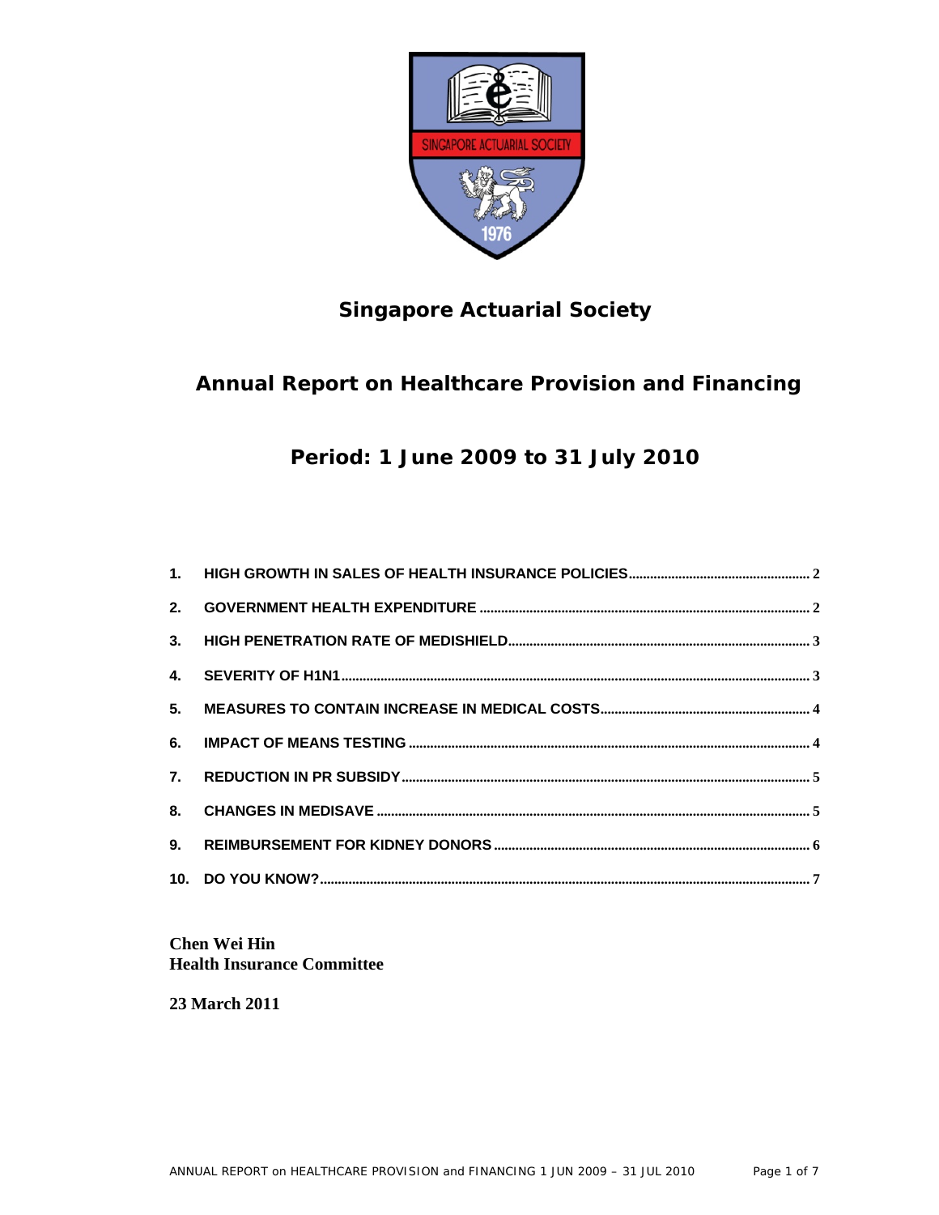# Singapore Actuarial Society

## Annual Report on Healthcare Provision and Financing

## Period: 1 June 2009 to 31 July 2010

1. HIGH GROWTH IN SALES OF HEALTH INSURANCE POLICIES .................... 2
2. GOVERNMENT HEALTH EXPENDITURE .................... 2
3. HIGH PENETRATION RATE OF MEDISHIELD .................... 3
4. SEVERITY OF H1N1 .................... 3
5. MEASURES TO CONTAIN INCREASE IN MEDICAL COSTS .................... 4
6. IMPACT OF MEANS TESTING .................... 4
7. REDUCTION IN PR SUBSIDY .................... 5
8. CHANGES IN MEDISAVE .................... 5
9. REIMBURSEMENT FOR KIDNEY DONORS .................... 6
10. DO YOU KNOW? .................... 7

**Chen Wei Hin**
**Health Insurance Committee**

**23 March 2011**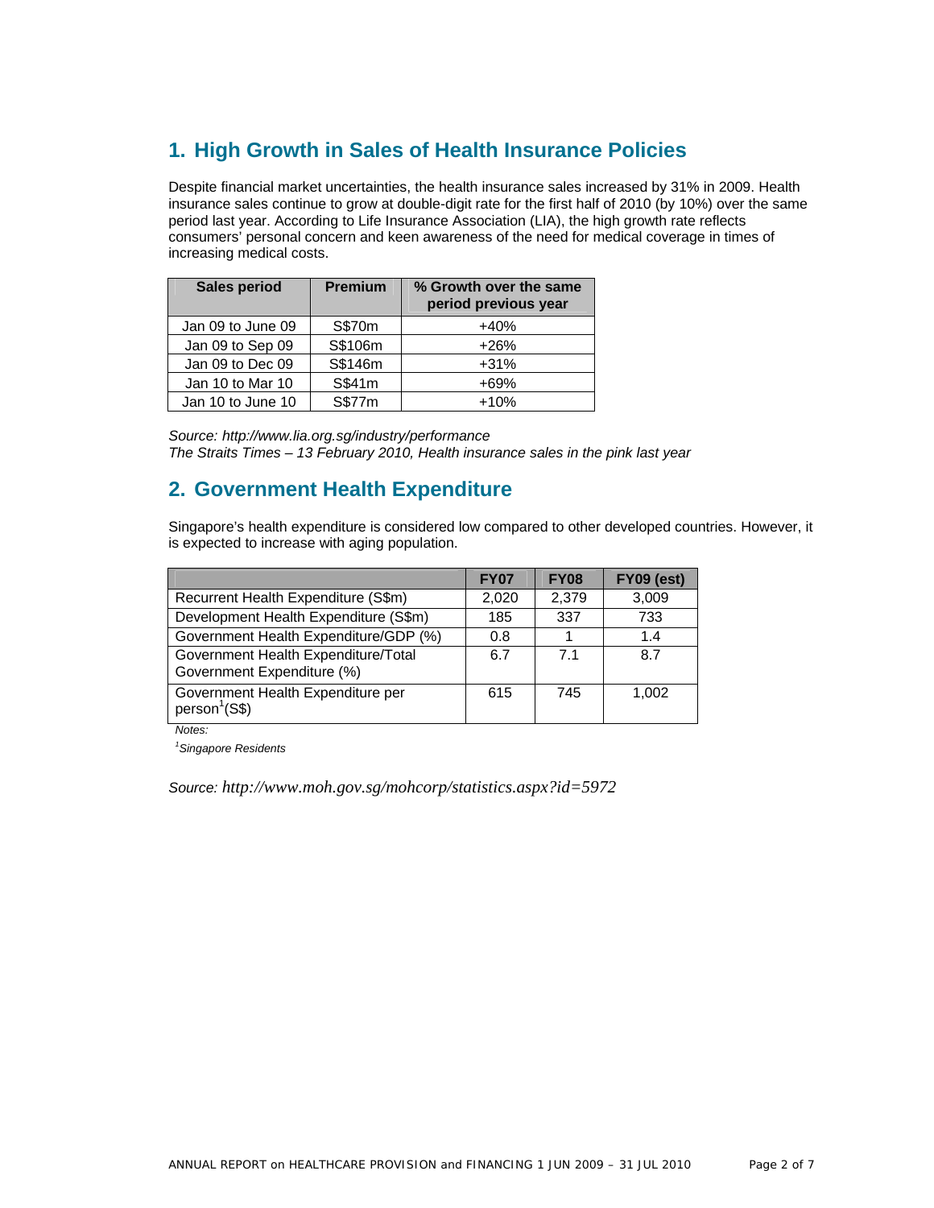## 1. High Growth in Sales of Health Insurance Policies

Despite financial market uncertainties, the health insurance sales increased by 31% in 2009. Health insurance sales continue to grow at double-digit rate for the first half of 2010 (by 10%) over the same period last year. According to Life Insurance Association (LIA), the high growth rate reflects consumers' personal concern and keen awareness of the need for medical coverage in times of increasing medical costs.

| Sales period | Premium | % Growth over the same period previous year |
|---|---|---|
| Jan 09 to June 09 | S$70m | +40% |
| Jan 09 to Sep 09 | S$106m | +26% |
| Jan 09 to Dec 09 | S$146m | +31% |
| Jan 10 to Mar 10 | S$41m | +69% |
| Jan 10 to June 10 | S$77m | +10% |

*Source: http://www.lia.org.sg/industry/performance*
*The Straits Times – 13 February 2010, Health insurance sales in the pink last year*

## 2. Government Health Expenditure

Singapore's health expenditure is considered low compared to other developed countries. However, it is expected to increase with aging population.

| | FY07 | FY08 | FY09 (est) |
|---|---|---|---|
| Recurrent Health Expenditure (S$m) | 2,020 | 2,379 | 3,009 |
| Development Health Expenditure (S$m) | 185 | 337 | 733 |
| Government Health Expenditure/GDP (%) | 0.8 | 1 | 1.4 |
| Government Health Expenditure/Total Government Expenditure (%) | 6.7 | 7.1 | 8.7 |
| Government Health Expenditure per person[1] (S$) | 615 | 745 | 1,002 |

*Notes:*
*[1]Singapore Residents*

*Source: http://www.moh.gov.sg/mohcorp/statistics.aspx?id=5972*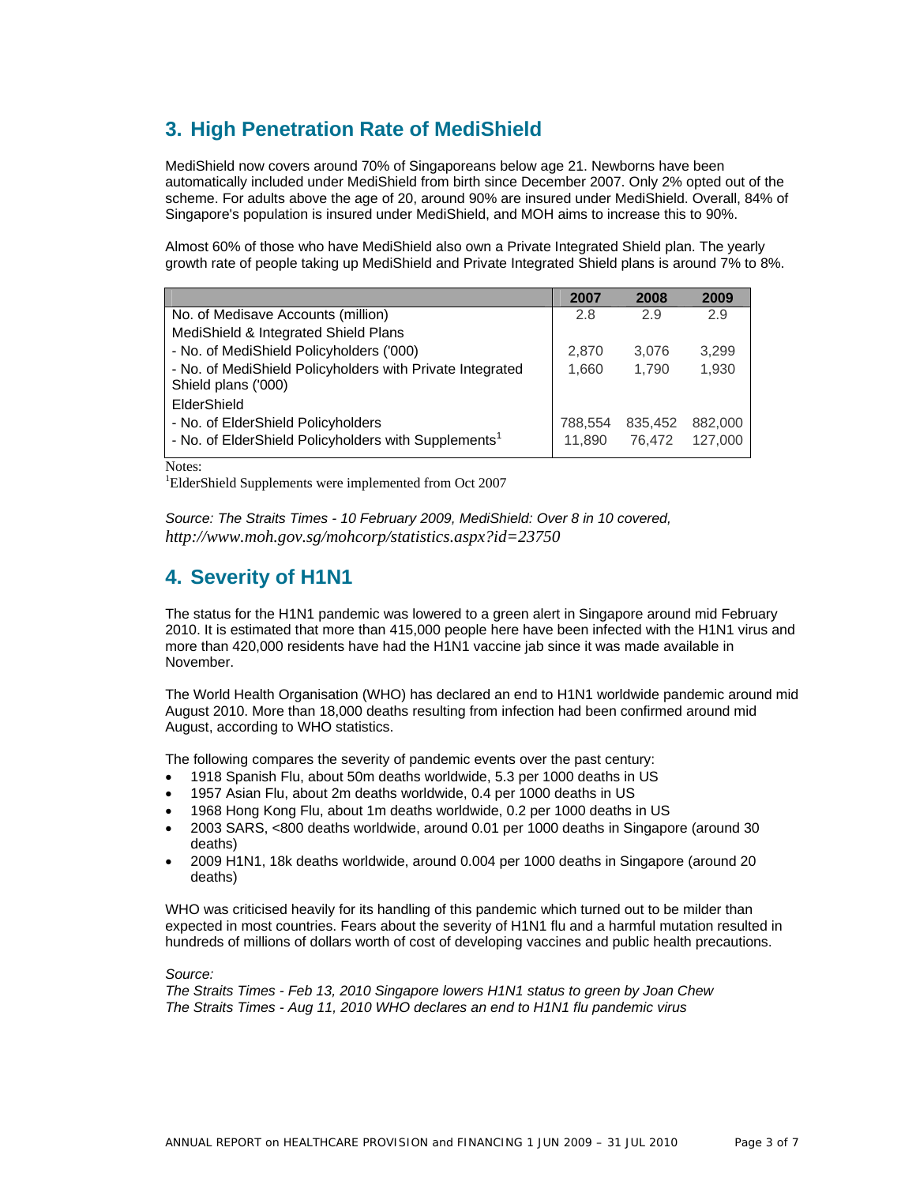## 3. High Penetration Rate of MediShield

MediShield now covers around 70% of Singaporeans below age 21. Newborns have been automatically included under MediShield from birth since December 2007. Only 2% opted out of the scheme. For adults above the age of 20, around 90% are insured under MediShield. Overall, 84% of Singapore's population is insured under MediShield, and MOH aims to increase this to 90%.

Almost 60% of those who have MediShield also own a Private Integrated Shield plan. The yearly growth rate of people taking up MediShield and Private Integrated Shield plans is around 7% to 8%.

| | 2007 | 2008 | 2009 |
|---|---|---|---|
| No. of Medisave Accounts (million) | 2.8 | 2.9 | 2.9 |
| MediShield & Integrated Shield Plans | | | |
| - No. of MediShield Policyholders ('000) | 2,870 | 3,076 | 3,299 |
| - No. of MediShield Policyholders with Private Integrated Shield plans ('000) | 1,660 | 1,790 | 1,930 |
| ElderShield | | | |
| - No. of ElderShield Policyholders | 788,554 | 835,452 | 882,000 |
| - No. of ElderShield Policyholders with Supplements[1] | 11,890 | 76,472 | 127,000 |

Notes:
[1]ElderShield Supplements were implemented from Oct 2007

*Source: The Straits Times - 10 February 2009, MediShield: Over 8 in 10 covered, http://www.moh.gov.sg/mohcorp/statistics.aspx?id=23750*

## 4. Severity of H1N1

The status for the H1N1 pandemic was lowered to a green alert in Singapore around mid February 2010. It is estimated that more than 415,000 people here have been infected with the H1N1 virus and more than 420,000 residents have had the H1N1 vaccine jab since it was made available in November.

The World Health Organisation (WHO) has declared an end to H1N1 worldwide pandemic around mid August 2010. More than 18,000 deaths resulting from infection had been confirmed around mid August, according to WHO statistics.

The following compares the severity of pandemic events over the past century:

- 1918 Spanish Flu, about 50m deaths worldwide, 5.3 per 1000 deaths in US
- 1957 Asian Flu, about 2m deaths worldwide, 0.4 per 1000 deaths in US
- 1968 Hong Kong Flu, about 1m deaths worldwide, 0.2 per 1000 deaths in US
- 2003 SARS, <800 deaths worldwide, around 0.01 per 1000 deaths in Singapore (around 30 deaths)
- 2009 H1N1, 18k deaths worldwide, around 0.004 per 1000 deaths in Singapore (around 20 deaths)

WHO was criticised heavily for its handling of this pandemic which turned out to be milder than expected in most countries. Fears about the severity of H1N1 flu and a harmful mutation resulted in hundreds of millions of dollars worth of cost of developing vaccines and public health precautions.

*Source:*
*The Straits Times - Feb 13, 2010 Singapore lowers H1N1 status to green by Joan Chew*
*The Straits Times - Aug 11, 2010 WHO declares an end to H1N1 flu pandemic virus*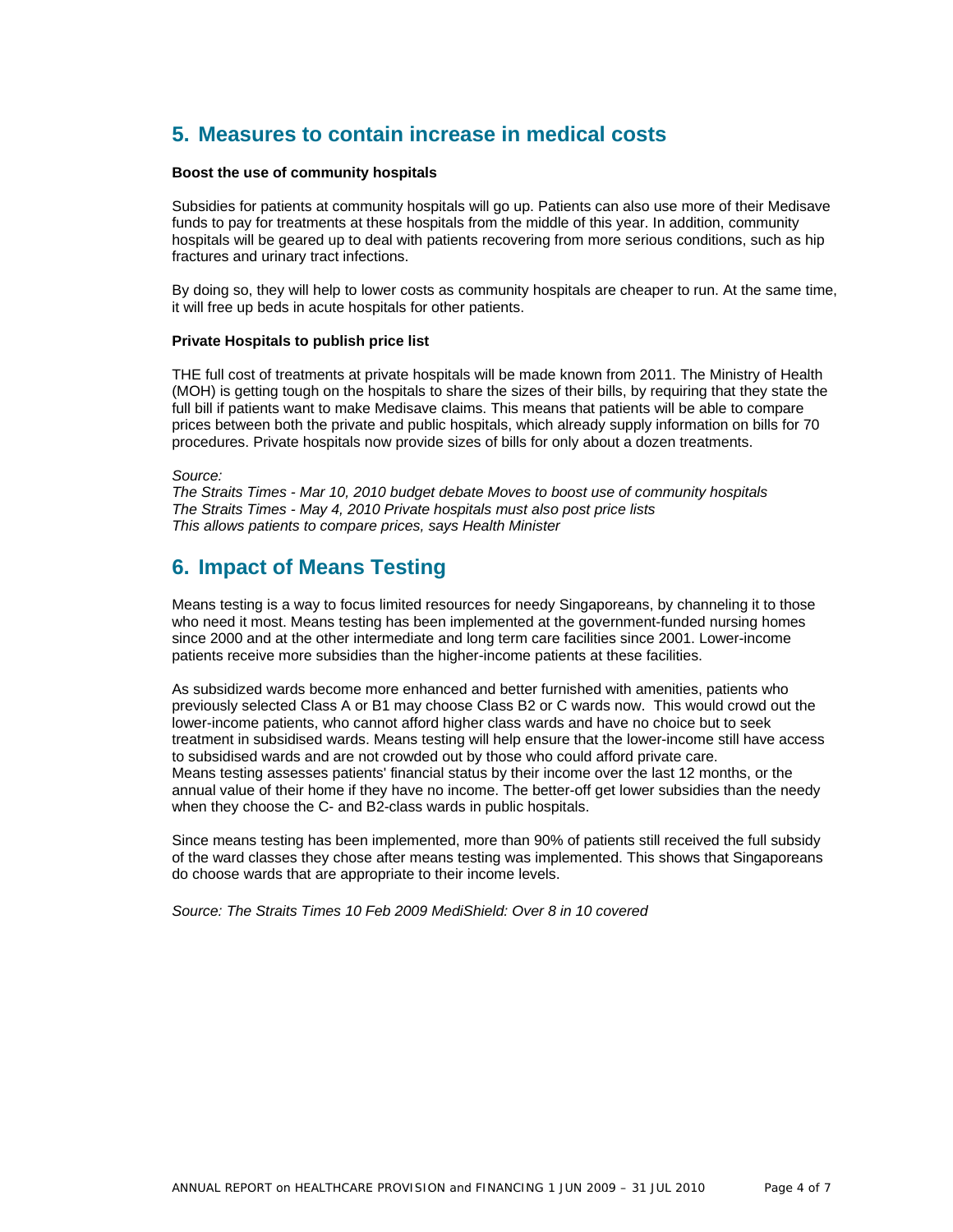## 5. Measures to contain increase in medical costs

**Boost the use of community hospitals**

Subsidies for patients at community hospitals will go up. Patients can also use more of their Medisave funds to pay for treatments at these hospitals from the middle of this year. In addition, community hospitals will be geared up to deal with patients recovering from more serious conditions, such as hip fractures and urinary tract infections.

By doing so, they will help to lower costs as community hospitals are cheaper to run. At the same time, it will free up beds in acute hospitals for other patients.

**Private Hospitals to publish price list**

THE full cost of treatments at private hospitals will be made known from 2011. The Ministry of Health (MOH) is getting tough on the hospitals to share the sizes of their bills, by requiring that they state the full bill if patients want to make Medisave claims. This means that patients will be able to compare prices between both the private and public hospitals, which already supply information on bills for 70 procedures. Private hospitals now provide sizes of bills for only about a dozen treatments.

*Source:*
*The Straits Times - Mar 10, 2010 budget debate Moves to boost use of community hospitals*
*The Straits Times - May 4, 2010 Private hospitals must also post price lists*
*This allows patients to compare prices, says Health Minister*

## 6. Impact of Means Testing

Means testing is a way to focus limited resources for needy Singaporeans, by channeling it to those who need it most. Means testing has been implemented at the government-funded nursing homes since 2000 and at the other intermediate and long term care facilities since 2001. Lower-income patients receive more subsidies than the higher-income patients at these facilities.

As subsidized wards become more enhanced and better furnished with amenities, patients who previously selected Class A or B1 may choose Class B2 or C wards now. This would crowd out the lower-income patients, who cannot afford higher class wards and have no choice but to seek treatment in subsidised wards. Means testing will help ensure that the lower-income still have access to subsidised wards and are not crowded out by those who could afford private care.
Means testing assesses patients' financial status by their income over the last 12 months, or the annual value of their home if they have no income. The better-off get lower subsidies than the needy when they choose the C- and B2-class wards in public hospitals.

Since means testing has been implemented, more than 90% of patients still received the full subsidy of the ward classes they chose after means testing was implemented. This shows that Singaporeans do choose wards that are appropriate to their income levels.

*Source: The Straits Times 10 Feb 2009 MediShield: Over 8 in 10 covered*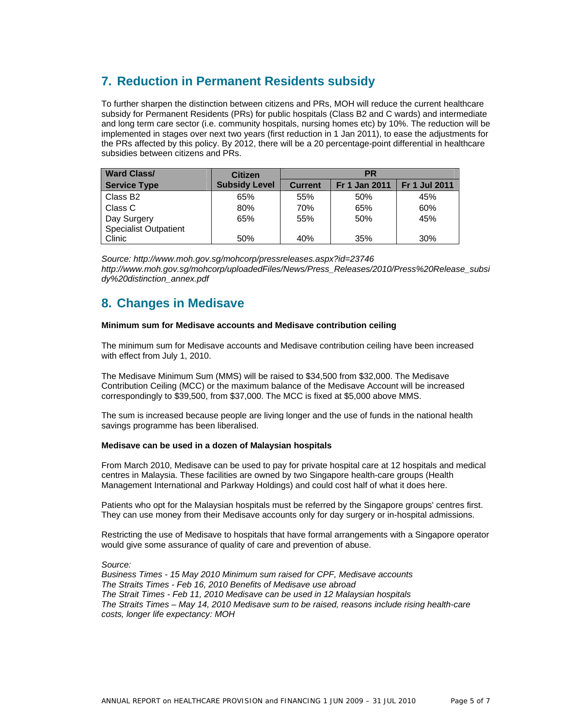## 7. Reduction in Permanent Residents subsidy

To further sharpen the distinction between citizens and PRs, MOH will reduce the current healthcare subsidy for Permanent Residents (PRs) for public hospitals (Class B2 and C wards) and intermediate and long term care sector (i.e. community hospitals, nursing homes etc) by 10%. The reduction will be implemented in stages over next two years (first reduction in 1 Jan 2011), to ease the adjustments for the PRs affected by this policy. By 2012, there will be a 20 percentage-point differential in healthcare subsidies between citizens and PRs.

| Ward Class/ | Citizen | PR | | |
|---|---|---|---|---|
| Service Type | Subsidy Level | Current | Fr 1 Jan 2011 | Fr 1 Jul 2011 |
| Class B2 | 65% | 55% | 50% | 45% |
| Class C | 80% | 70% | 65% | 60% |
| Day Surgery | 65% | 55% | 50% | 45% |
| Specialist Outpatient Clinic | 50% | 40% | 35% | 30% |

*Source: http://www.moh.gov.sg/mohcorp/pressreleases.aspx?id=23746*
*http://www.moh.gov.sg/mohcorp/uploadedFiles/News/Press_Releases/2010/Press%20Release_subsidy%20distinction_annex.pdf*

## 8. Changes in Medisave

**Minimum sum for Medisave accounts and Medisave contribution ceiling**

The minimum sum for Medisave accounts and Medisave contribution ceiling have been increased with effect from July 1, 2010.

The Medisave Minimum Sum (MMS) will be raised to $34,500 from $32,000. The Medisave Contribution Ceiling (MCC) or the maximum balance of the Medisave Account will be increased correspondingly to $39,500, from $37,000. The MCC is fixed at $5,000 above MMS.

The sum is increased because people are living longer and the use of funds in the national health savings programme has been liberalised.

**Medisave can be used in a dozen of Malaysian hospitals**

From March 2010, Medisave can be used to pay for private hospital care at 12 hospitals and medical centres in Malaysia. These facilities are owned by two Singapore health-care groups (Health Management International and Parkway Holdings) and could cost half of what it does here.

Patients who opt for the Malaysian hospitals must be referred by the Singapore groups' centres first. They can use money from their Medisave accounts only for day surgery or in-hospital admissions.

Restricting the use of Medisave to hospitals that have formal arrangements with a Singapore operator would give some assurance of quality of care and prevention of abuse.

*Source:*
*Business Times - 15 May 2010 Minimum sum raised for CPF, Medisave accounts*
*The Straits Times - Feb 16, 2010 Benefits of Medisave use abroad*
*The Strait Times - Feb 11, 2010 Medisave can be used in 12 Malaysian hospitals*
*The Straits Times – May 14, 2010 Medisave sum to be raised, reasons include rising health-care costs, longer life expectancy: MOH*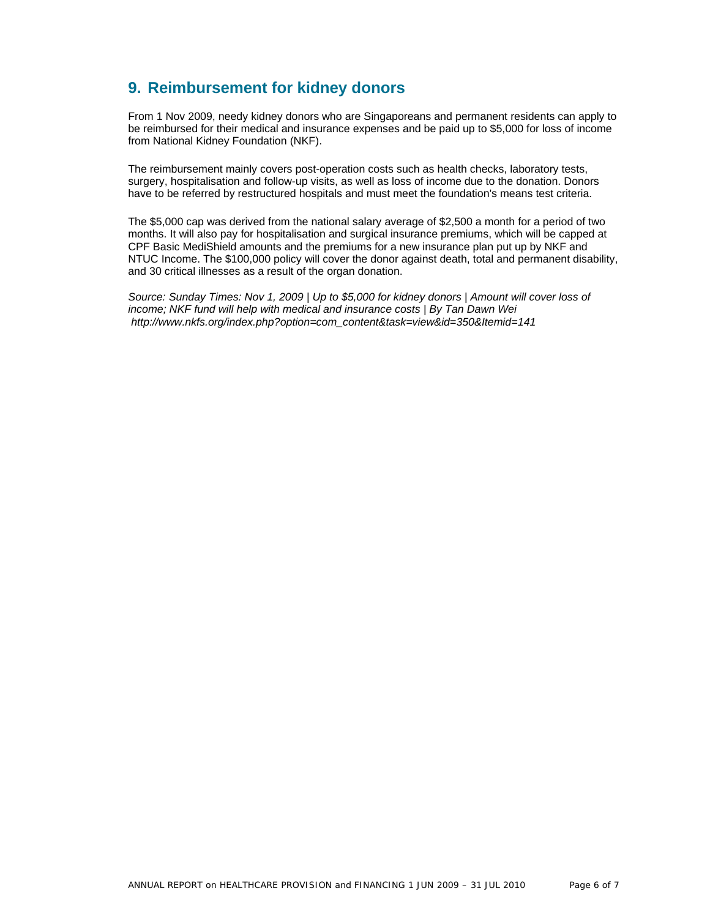## 9. Reimbursement for kidney donors

From 1 Nov 2009, needy kidney donors who are Singaporeans and permanent residents can apply to be reimbursed for their medical and insurance expenses and be paid up to $5,000 for loss of income from National Kidney Foundation (NKF).

The reimbursement mainly covers post-operation costs such as health checks, laboratory tests, surgery, hospitalisation and follow-up visits, as well as loss of income due to the donation. Donors have to be referred by restructured hospitals and must meet the foundation's means test criteria.

The $5,000 cap was derived from the national salary average of $2,500 a month for a period of two months. It will also pay for hospitalisation and surgical insurance premiums, which will be capped at CPF Basic MediShield amounts and the premiums for a new insurance plan put up by NKF and NTUC Income. The $100,000 policy will cover the donor against death, total and permanent disability, and 30 critical illnesses as a result of the organ donation.

*Source: Sunday Times: Nov 1, 2009 | Up to $5,000 for kidney donors | Amount will cover loss of income; NKF fund will help with medical and insurance costs | By Tan Dawn Wei*
*http://www.nkfs.org/index.php?option=com_content&task=view&id=350&Itemid=141*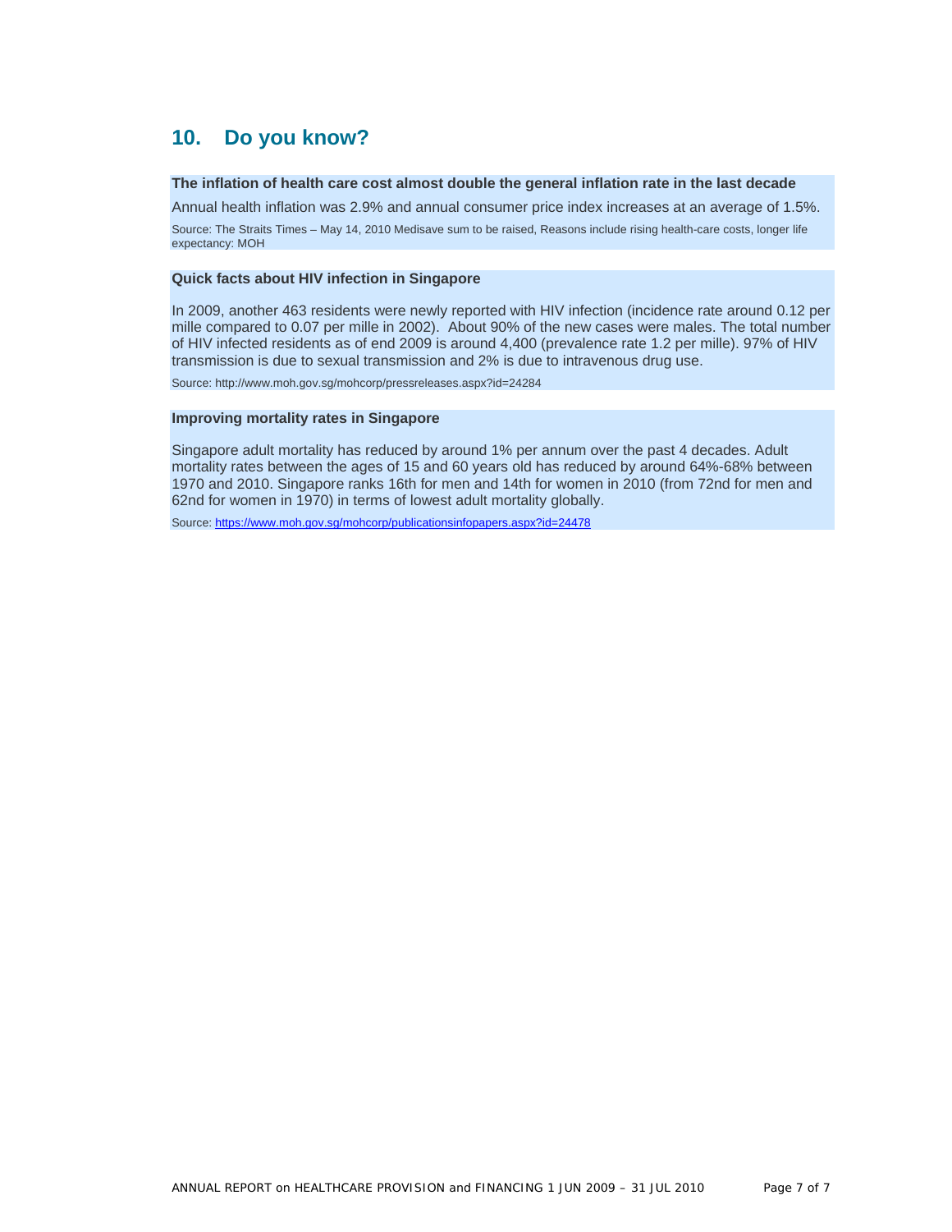## 10. Do you know?

**The inflation of health care cost almost double the general inflation rate in the last decade**

Annual health inflation was 2.9% and annual consumer price index increases at an average of 1.5%.

Source: The Straits Times – May 14, 2010 Medisave sum to be raised, Reasons include rising health-care costs, longer life expectancy: MOH

**Quick facts about HIV infection in Singapore**

In 2009, another 463 residents were newly reported with HIV infection (incidence rate around 0.12 per mille compared to 0.07 per mille in 2002). About 90% of the new cases were males. The total number of HIV infected residents as of end 2009 is around 4,400 (prevalence rate 1.2 per mille). 97% of HIV transmission is due to sexual transmission and 2% is due to intravenous drug use.

Source: http://www.moh.gov.sg/mohcorp/pressreleases.aspx?id=24284

**Improving mortality rates in Singapore**

Singapore adult mortality has reduced by around 1% per annum over the past 4 decades. Adult mortality rates between the ages of 15 and 60 years old has reduced by around 64%-68% between 1970 and 2010. Singapore ranks 16th for men and 14th for women in 2010 (from 72nd for men and 62nd for women in 1970) in terms of lowest adult mortality globally.

Source: https://www.moh.gov.sg/mohcorp/publicationsinfopapers.aspx?id=24478